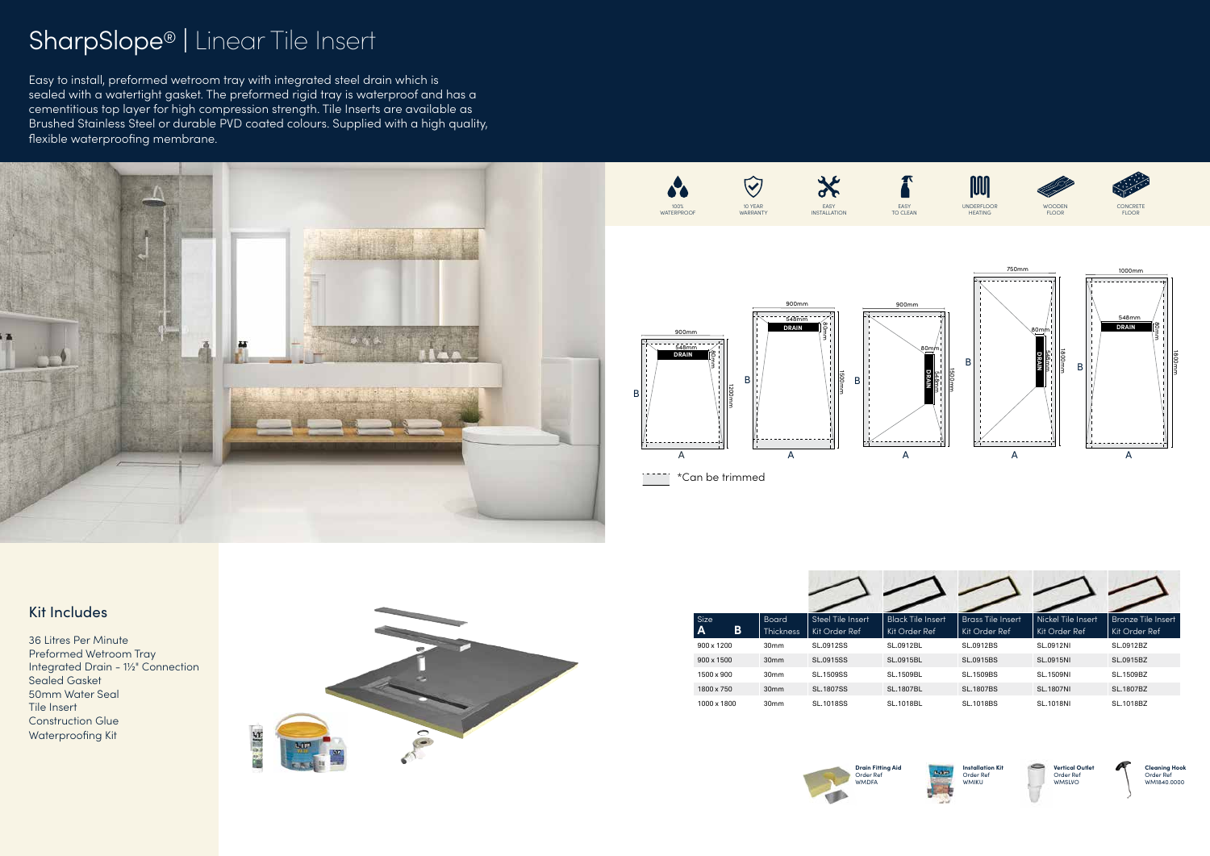# SharpSlope® | Linear Tile Insert

Easy to install, preformed wetroom tray with integrated steel drain which is sealed with a watertight gasket. The preformed rigid tray is waterproof and has a cementitious top layer for high compression strength. Tile Inserts are available as Brushed Stainless Steel or durable PVD coated colours. Supplied with a high quality, flexible waterproofing membrane.

100% WATERPROOF | 10 YEAR WARRANTY | EASY INSTALLATION | EASY TO CLEAN | UNDERFLOOR HEATING | WOODEN FLOOR | CONCRETE FLOOR

*Can be trimmed

## Kit Includes

- 36 Litres Per Minute
- Preformed Wetroom Tray
- Integrated Drain - 1½" Connection
- Sealed Gasket
- 50mm Water Seal
- Tile Insert
- Construction Glue
- Waterproofing Kit

| Size A x B | Board Thickness | Steel Tile Insert Kit Order Ref | Black Tile Insert Kit Order Ref | Brass Tile Insert Kit Order Ref | Nickel Tile Insert Kit Order Ref | Bronze Tile Insert Kit Order Ref |
|---|---|---|---|---|---|---|
| 900 x 1200 | 30mm | SL.0912SS | SL.0912BL | SL.0912BS | SL.0912NI | SL.0912BZ |
| 900 x 1500 | 30mm | SL.0915SS | SL.0915BL | SL.0915BS | SL.0915NI | SL.0915BZ |
| 1500 x 900 | 30mm | SL.1509SS | SL.1509BL | SL.1509BS | SL.1509NI | SL.1509BZ |
| 1800 x 750 | 30mm | SL.1807SS | SL.1807BL | SL.1807BS | SL.1807NI | SL.1807BZ |
| 1000 x 1800 | 30mm | SL.1018SS | SL.1018BL | SL.1018BS | SL.1018NI | SL.1018BZ |

**Drain Fitting Aid**
Order Ref
WMDFA

**Installation Kit**
Order Ref
WMIKU

**Vertical Outlet**
Order Ref
WMSLVO

**Cleaning Hook**
Order Ref
WM1840.0000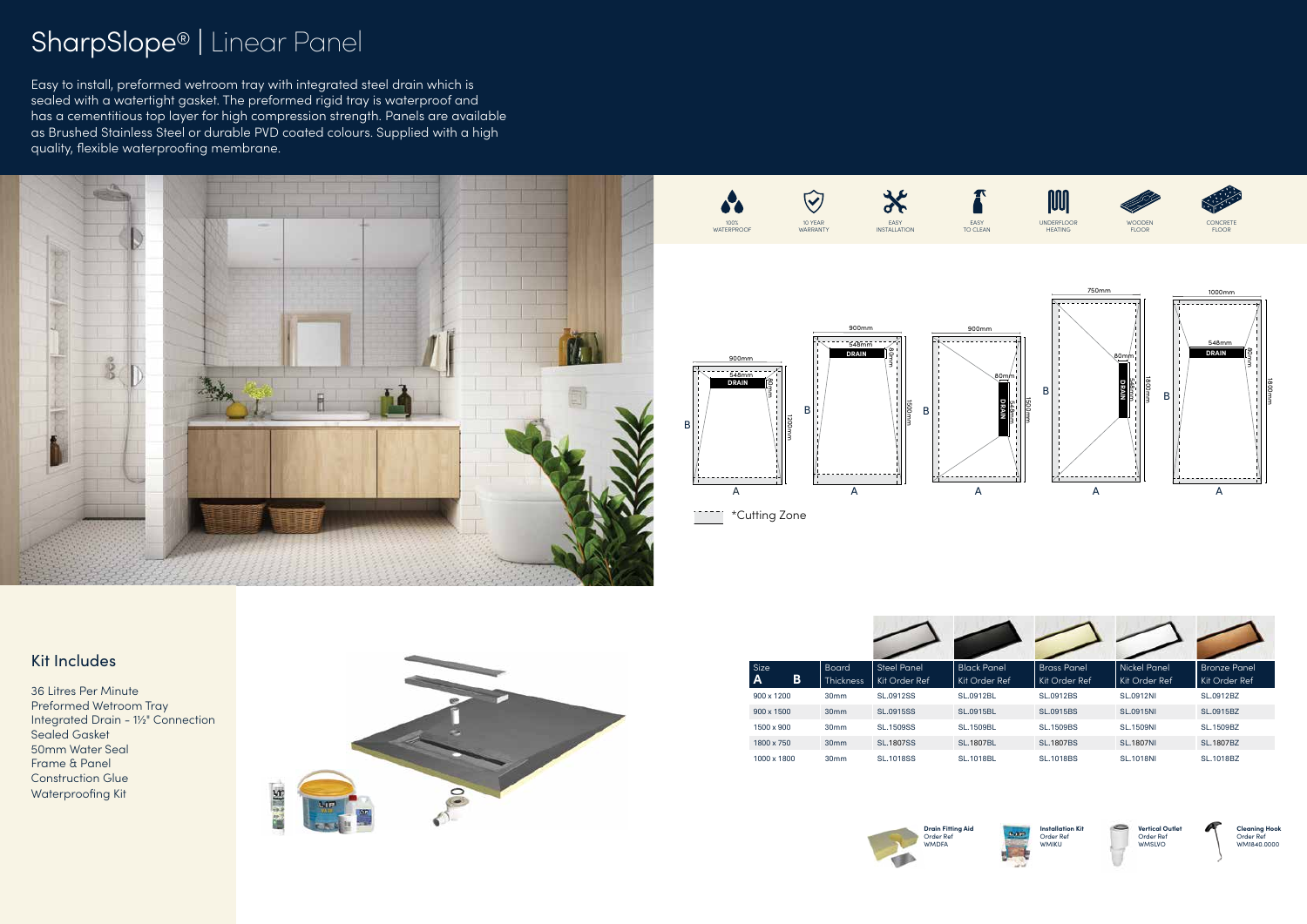# SharpSlope® | Linear Panel

Easy to install, preformed wetroom tray with integrated steel drain which is sealed with a watertight gasket. The preformed rigid tray is waterproof and has a cementitious top layer for high compression strength. Panels are available as Brushed Stainless Steel or durable PVD coated colours. Supplied with a high quality, flexible waterproofing membrane.

100% WATERPROOF

10 YEAR WARRANTY

EASY INSTALLATION

EASY TO CLEAN

UNDERFLOOR HEATING

WOODEN FLOOR

CONCRETE FLOOR

900mm
548mm
DRAIN
80mm
1200mm
B
A

900mm
548mm
DRAIN
80mm
1500mm
B
A

900mm
80mm
DRAIN
548mm
1500mm
B
A

750mm
80mm
DRAIN
548mm
1800mm
B
A

1000mm
548mm
DRAIN
80mm
1800mm
B
A

*Cutting Zone

## Kit Includes

36 Litres Per Minute
Preformed Wetroom Tray
Integrated Drain - 1½" Connection
Sealed Gasket
50mm Water Seal
Frame & Panel
Construction Glue
Waterproofing Kit

| Size A B | Board Thickness | Steel Panel Kit Order Ref | Black Panel Kit Order Ref | Brass Panel Kit Order Ref | Nickel Panel Kit Order Ref | Bronze Panel Kit Order Ref |
|---|---|---|---|---|---|---|
| 900 x 1200 | 30mm | SL.0912SS | SL.0912BL | SL.0912BS | SL.0912NI | SL.0912BZ |
| 900 x 1500 | 30mm | SL.0915SS | SL.0915BL | SL.0915BS | SL.0915NI | SL.0915BZ |
| 1500 x 900 | 30mm | SL.1509SS | SL.1509BL | SL.1509BS | SL.1509NI | SL.1509BZ |
| 1800 x 750 | 30mm | SL.1807SS | SL.1807BL | SL.1807BS | SL.1807NI | SL.1807BZ |
| 1000 x 1800 | 30mm | SL.1018SS | SL.1018BL | SL.1018BS | SL.1018NI | SL.1018BZ |

**Drain Fitting Aid**
Order Ref
WMDFA

**Installation Kit**
Order Ref
WMIKU

**Vertical Outlet**
Order Ref
WMSLVO

**Cleaning Hook**
Order Ref
WM1840.0000